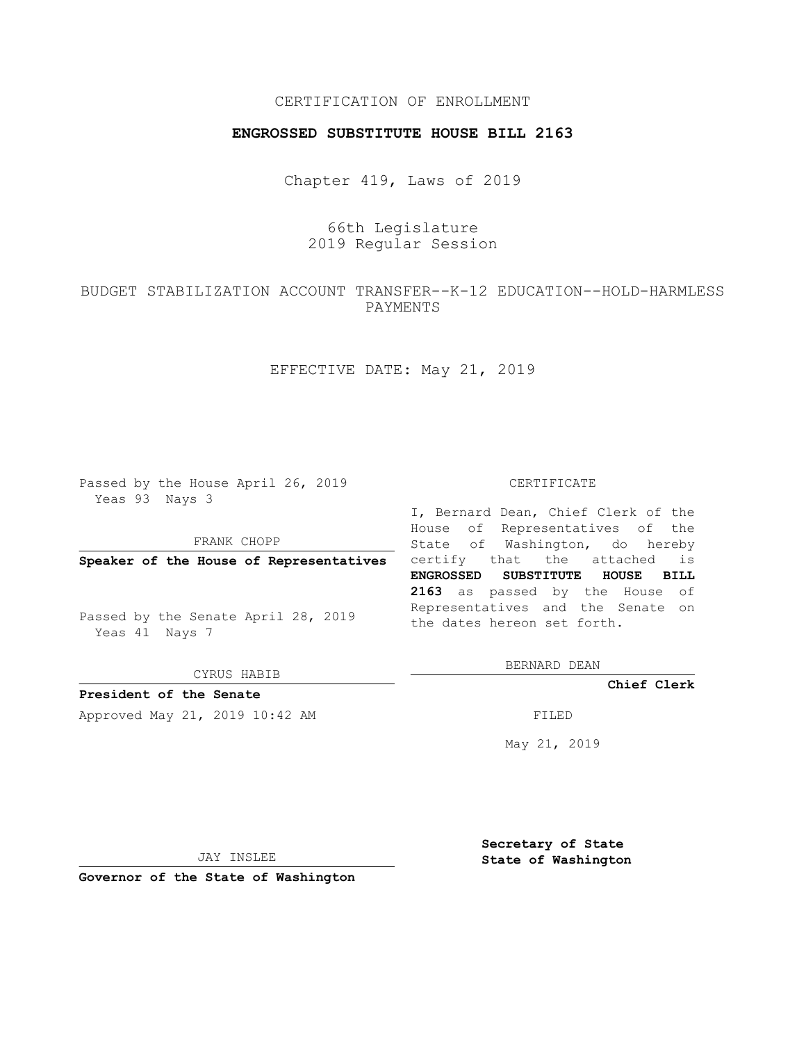CERTIFICATION OF ENROLLMENT

**ENGROSSED SUBSTITUTE HOUSE BILL 2163**

Chapter 419, Laws of 2019

66th Legislature
2019 Regular Session

BUDGET STABILIZATION ACCOUNT TRANSFER--K-12 EDUCATION--HOLD-HARMLESS PAYMENTS

EFFECTIVE DATE: May 21, 2019

Passed by the House April 26, 2019
Yeas 93 Nays 3

FRANK CHOPP

**Speaker of the House of Representatives**

Passed by the Senate April 28, 2019
Yeas 41 Nays 7

CYRUS HABIB

**President of the Senate**

Approved May 21, 2019 10:42 AM

JAY INSLEE

**Governor of the State of Washington**

CERTIFICATE

I, Bernard Dean, Chief Clerk of the House of Representatives of the State of Washington, do hereby certify that the attached is **ENGROSSED SUBSTITUTE HOUSE BILL 2163** as passed by the House of Representatives and the Senate on the dates hereon set forth.

BERNARD DEAN

**Chief Clerk**

FILED

May 21, 2019

**Secretary of State**
**State of Washington**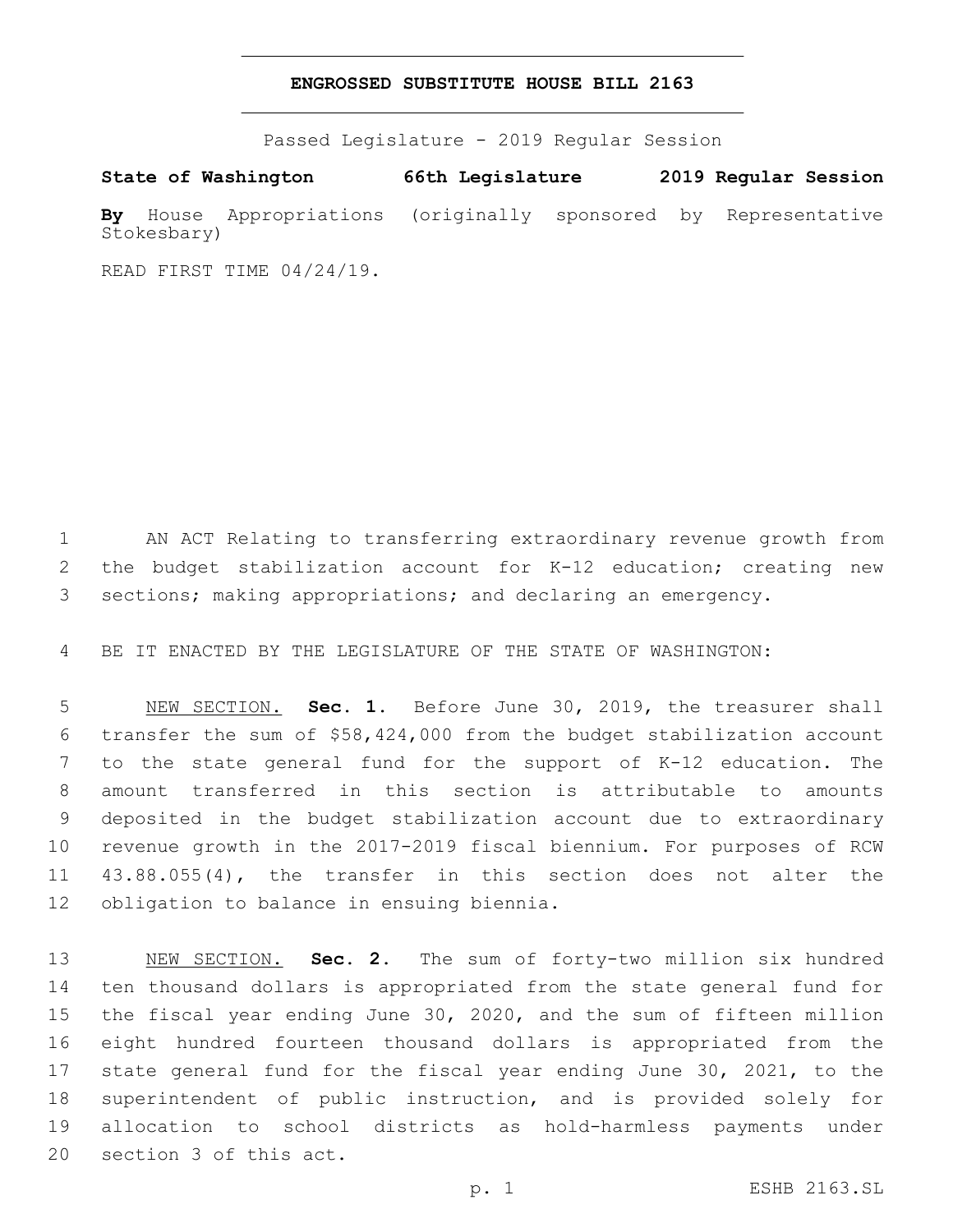# ENGROSSED SUBSTITUTE HOUSE BILL 2163

Passed Legislature - 2019 Regular Session

**State of Washington 66th Legislature 2019 Regular Session**

**By** House Appropriations (originally sponsored by Representative Stokesbary)

READ FIRST TIME 04/24/19.

AN ACT Relating to transferring extraordinary revenue growth from the budget stabilization account for K-12 education; creating new sections; making appropriations; and declaring an emergency.

BE IT ENACTED BY THE LEGISLATURE OF THE STATE OF WASHINGTON:

NEW SECTION. **Sec. 1.** Before June 30, 2019, the treasurer shall transfer the sum of $58,424,000 from the budget stabilization account to the state general fund for the support of K-12 education. The amount transferred in this section is attributable to amounts deposited in the budget stabilization account due to extraordinary revenue growth in the 2017-2019 fiscal biennium. For purposes of RCW 43.88.055(4), the transfer in this section does not alter the obligation to balance in ensuing biennia.

NEW SECTION. **Sec. 2.** The sum of forty-two million six hundred ten thousand dollars is appropriated from the state general fund for the fiscal year ending June 30, 2020, and the sum of fifteen million eight hundred fourteen thousand dollars is appropriated from the state general fund for the fiscal year ending June 30, 2021, to the superintendent of public instruction, and is provided solely for allocation to school districts as hold-harmless payments under section 3 of this act.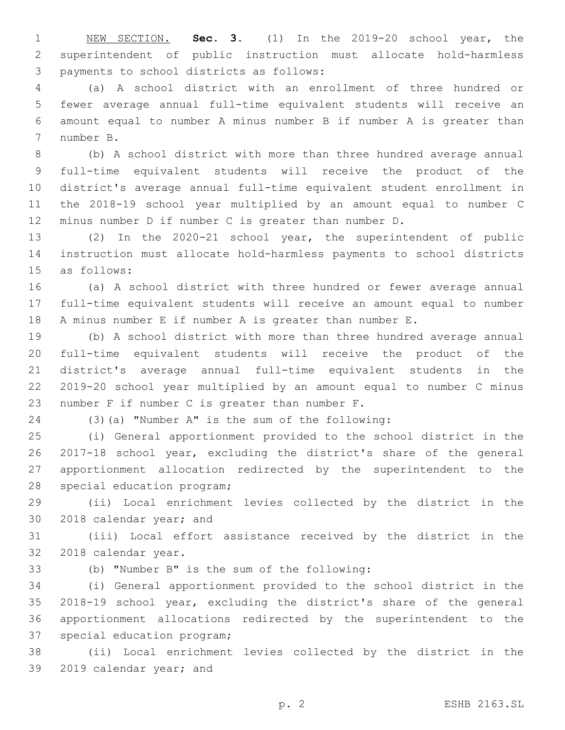NEW SECTION. **Sec. 3.** (1) In the 2019-20 school year, the superintendent of public instruction must allocate hold-harmless payments to school districts as follows:

(a) A school district with an enrollment of three hundred or fewer average annual full-time equivalent students will receive an amount equal to number A minus number B if number A is greater than number B.

(b) A school district with more than three hundred average annual full-time equivalent students will receive the product of the district's average annual full-time equivalent student enrollment in the 2018-19 school year multiplied by an amount equal to number C minus number D if number C is greater than number D.

(2) In the 2020-21 school year, the superintendent of public instruction must allocate hold-harmless payments to school districts as follows:

(a) A school district with three hundred or fewer average annual full-time equivalent students will receive an amount equal to number A minus number E if number A is greater than number E.

(b) A school district with more than three hundred average annual full-time equivalent students will receive the product of the district's average annual full-time equivalent students in the 2019-20 school year multiplied by an amount equal to number C minus number F if number C is greater than number F.

(3)(a) "Number A" is the sum of the following:

(i) General apportionment provided to the school district in the 2017-18 school year, excluding the district's share of the general apportionment allocation redirected by the superintendent to the special education program;

(ii) Local enrichment levies collected by the district in the 2018 calendar year; and

(iii) Local effort assistance received by the district in the 2018 calendar year.

(b) "Number B" is the sum of the following:

(i) General apportionment provided to the school district in the 2018-19 school year, excluding the district's share of the general apportionment allocations redirected by the superintendent to the special education program;

(ii) Local enrichment levies collected by the district in the 2019 calendar year; and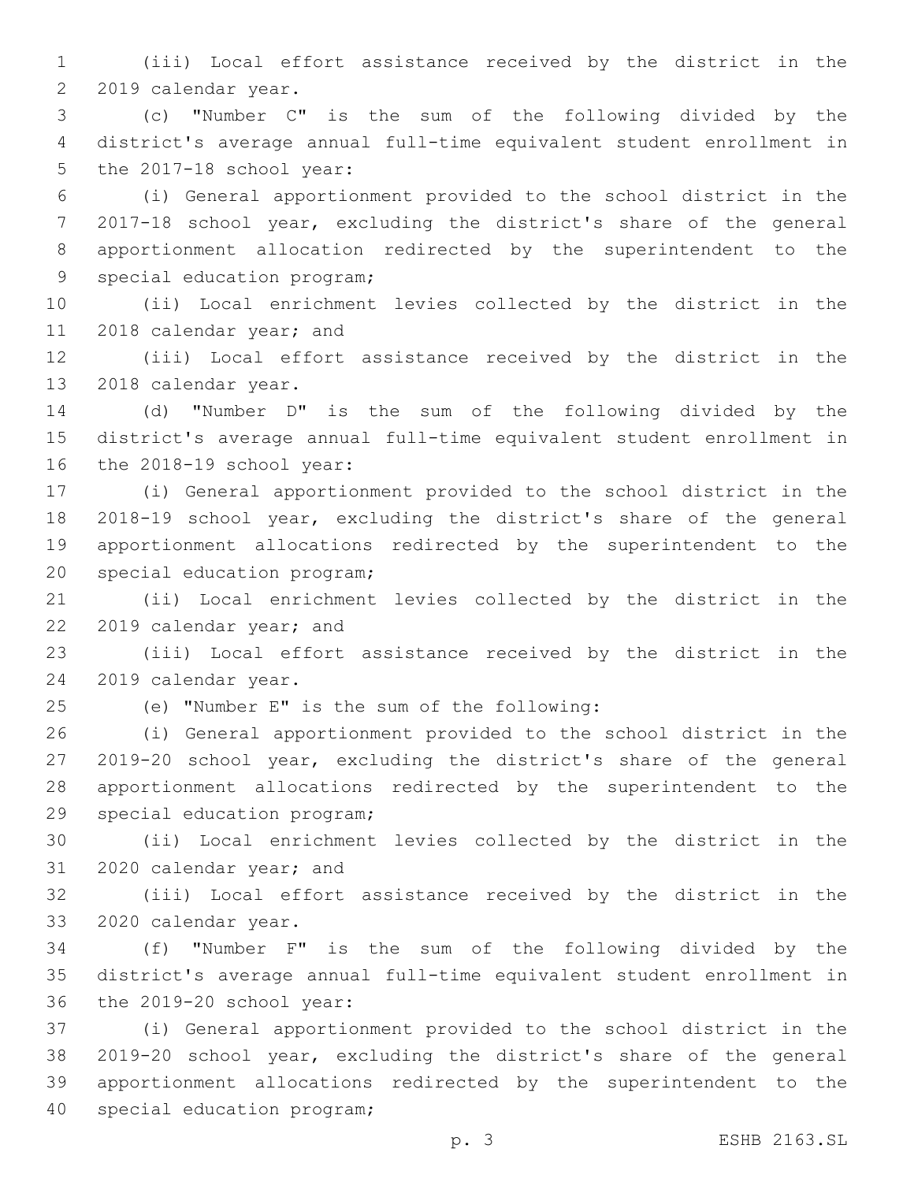(iii) Local effort assistance received by the district in the 2019 calendar year.

(c) "Number C" is the sum of the following divided by the district's average annual full-time equivalent student enrollment in the 2017-18 school year:

(i) General apportionment provided to the school district in the 2017-18 school year, excluding the district's share of the general apportionment allocation redirected by the superintendent to the special education program;

(ii) Local enrichment levies collected by the district in the 2018 calendar year; and

(iii) Local effort assistance received by the district in the 2018 calendar year.

(d) "Number D" is the sum of the following divided by the district's average annual full-time equivalent student enrollment in the 2018-19 school year:

(i) General apportionment provided to the school district in the 2018-19 school year, excluding the district's share of the general apportionment allocations redirected by the superintendent to the special education program;

(ii) Local enrichment levies collected by the district in the 2019 calendar year; and

(iii) Local effort assistance received by the district in the 2019 calendar year.

(e) "Number E" is the sum of the following:

(i) General apportionment provided to the school district in the 2019-20 school year, excluding the district's share of the general apportionment allocations redirected by the superintendent to the special education program;

(ii) Local enrichment levies collected by the district in the 2020 calendar year; and

(iii) Local effort assistance received by the district in the 2020 calendar year.

(f) "Number F" is the sum of the following divided by the district's average annual full-time equivalent student enrollment in the 2019-20 school year:

(i) General apportionment provided to the school district in the 2019-20 school year, excluding the district's share of the general apportionment allocations redirected by the superintendent to the special education program;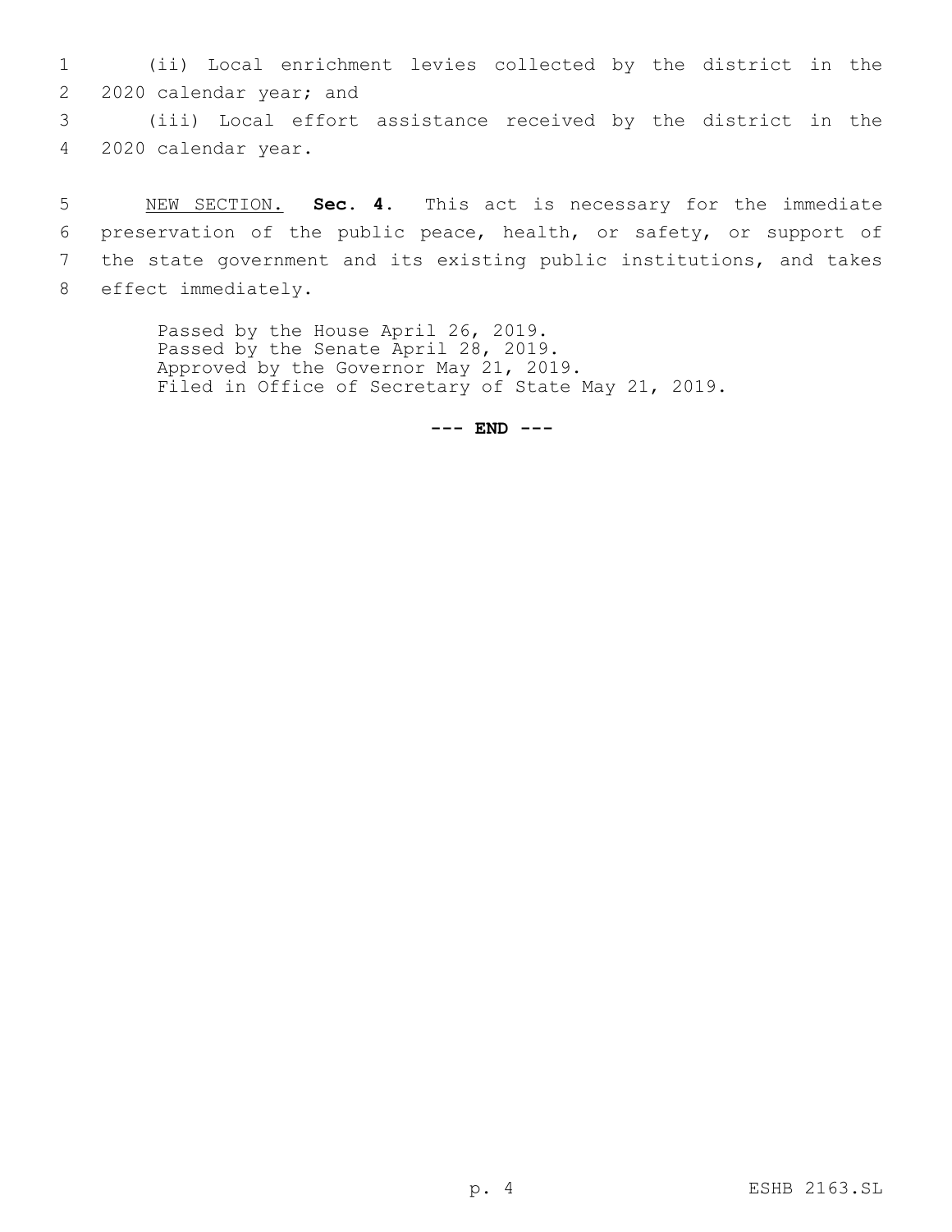(ii) Local enrichment levies collected by the district in the 2020 calendar year; and

(iii) Local effort assistance received by the district in the 2020 calendar year.

NEW SECTION. **Sec. 4.** This act is necessary for the immediate preservation of the public peace, health, or safety, or support of the state government and its existing public institutions, and takes effect immediately.

Passed by the House April 26, 2019.
Passed by the Senate April 28, 2019.
Approved by the Governor May 21, 2019.
Filed in Office of Secretary of State May 21, 2019.

**--- END ---**